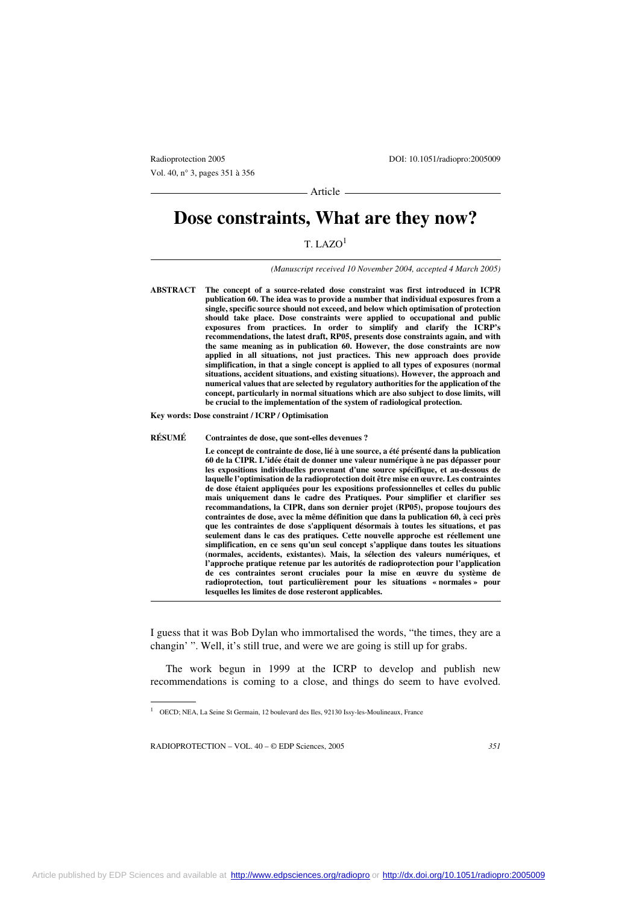Article

# Dose constraints, What are they now?

T. LAZO[1]

*(Manuscript received 10 November 2004, accepted 4 March 2005)*

**ABSTRACT** **The concept of a source-related dose constraint was first introduced in ICPR publication 60. The idea was to provide a number that individual exposures from a single, specific source should not exceed, and below which optimisation of protection should take place. Dose constraints were applied to occupational and public exposures from practices. In order to simplify and clarify the ICRP's recommendations, the latest draft, RP05, presents dose constraints again, and with the same meaning as in publication 60. However, the dose constraints are now applied in all situations, not just practices. This new approach does provide simplification, in that a single concept is applied to all types of exposures (normal situations, accident situations, and existing situations). However, the approach and numerical values that are selected by regulatory authorities for the application of the concept, particularly in normal situations which are also subject to dose limits, will be crucial to the implementation of the system of radiological protection.**

**Key words: Dose constraint / ICRP / Optimisation**

**RÉSUMÉ** **Contraintes de dose, que sont-elles devenues ?**

**Le concept de contrainte de dose, lié à une source, a été présenté dans la publication 60 de la CIPR. L'idée était de donner une valeur numérique à ne pas dépasser pour les expositions individuelles provenant d'une source spécifique, et au-dessous de laquelle l'optimisation de la radioprotection doit être mise en œuvre. Les contraintes de dose étaient appliquées pour les expositions professionnelles et celles du public mais uniquement dans le cadre des Pratiques. Pour simplifier et clarifier ses recommandations, la CIPR, dans son dernier projet (RP05), propose toujours des contraintes de dose, avec la même définition que dans la publication 60, à ceci près que les contraintes de dose s'appliquent désormais à toutes les situations, et pas seulement dans le cas des pratiques. Cette nouvelle approche est réellement une simplification, en ce sens qu'un seul concept s'applique dans toutes les situations (normales, accidents, existantes). Mais, la sélection des valeurs numériques, et l'approche pratique retenue par les autorités de radioprotection pour l'application de ces contraintes seront cruciales pour la mise en œuvre du système de radioprotection, tout particulièrement pour les situations « normales » pour lesquelles les limites de dose resteront applicables.**

I guess that it was Bob Dylan who immortalised the words, "the times, they are a changin' ". Well, it's still true, and were we are going is still up for grabs.

The work begun in 1999 at the ICRP to develop and publish new recommendations is coming to a close, and things do seem to have evolved.

[1] OECD; NEA, La Seine St Germain, 12 boulevard des Iles, 92130 Issy-les-Moulineaux, France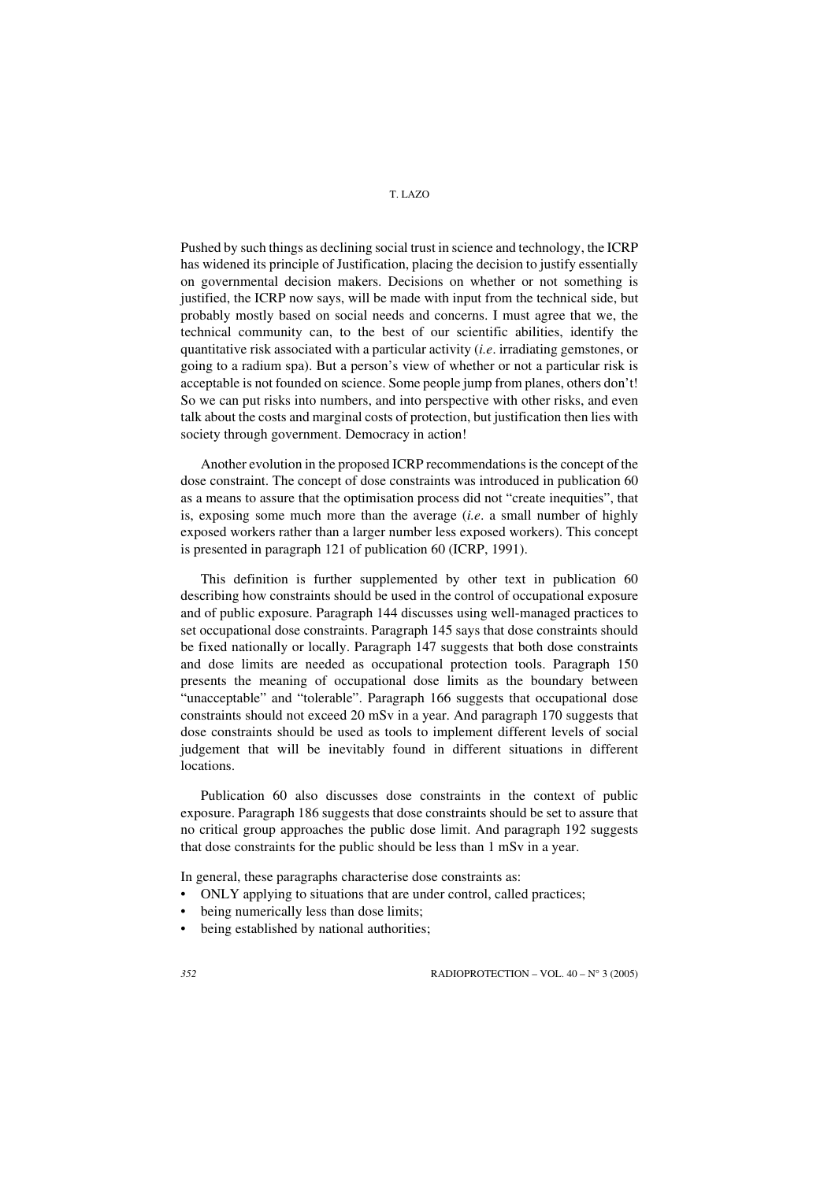Pushed by such things as declining social trust in science and technology, the ICRP has widened its principle of Justification, placing the decision to justify essentially on governmental decision makers. Decisions on whether or not something is justified, the ICRP now says, will be made with input from the technical side, but probably mostly based on social needs and concerns. I must agree that we, the technical community can, to the best of our scientific abilities, identify the quantitative risk associated with a particular activity (*i.e*. irradiating gemstones, or going to a radium spa). But a person's view of whether or not a particular risk is acceptable is not founded on science. Some people jump from planes, others don't! So we can put risks into numbers, and into perspective with other risks, and even talk about the costs and marginal costs of protection, but justification then lies with society through government. Democracy in action!

Another evolution in the proposed ICRP recommendations is the concept of the dose constraint. The concept of dose constraints was introduced in publication 60 as a means to assure that the optimisation process did not "create inequities", that is, exposing some much more than the average (*i.e*. a small number of highly exposed workers rather than a larger number less exposed workers). This concept is presented in paragraph 121 of publication 60 (ICRP, 1991).

This definition is further supplemented by other text in publication 60 describing how constraints should be used in the control of occupational exposure and of public exposure. Paragraph 144 discusses using well-managed practices to set occupational dose constraints. Paragraph 145 says that dose constraints should be fixed nationally or locally. Paragraph 147 suggests that both dose constraints and dose limits are needed as occupational protection tools. Paragraph 150 presents the meaning of occupational dose limits as the boundary between "unacceptable" and "tolerable". Paragraph 166 suggests that occupational dose constraints should not exceed 20 mSv in a year. And paragraph 170 suggests that dose constraints should be used as tools to implement different levels of social judgement that will be inevitably found in different situations in different locations.

Publication 60 also discusses dose constraints in the context of public exposure. Paragraph 186 suggests that dose constraints should be set to assure that no critical group approaches the public dose limit. And paragraph 192 suggests that dose constraints for the public should be less than 1 mSv in a year.

In general, these paragraphs characterise dose constraints as:

- ONLY applying to situations that are under control, called practices;
- being numerically less than dose limits;
- being established by national authorities;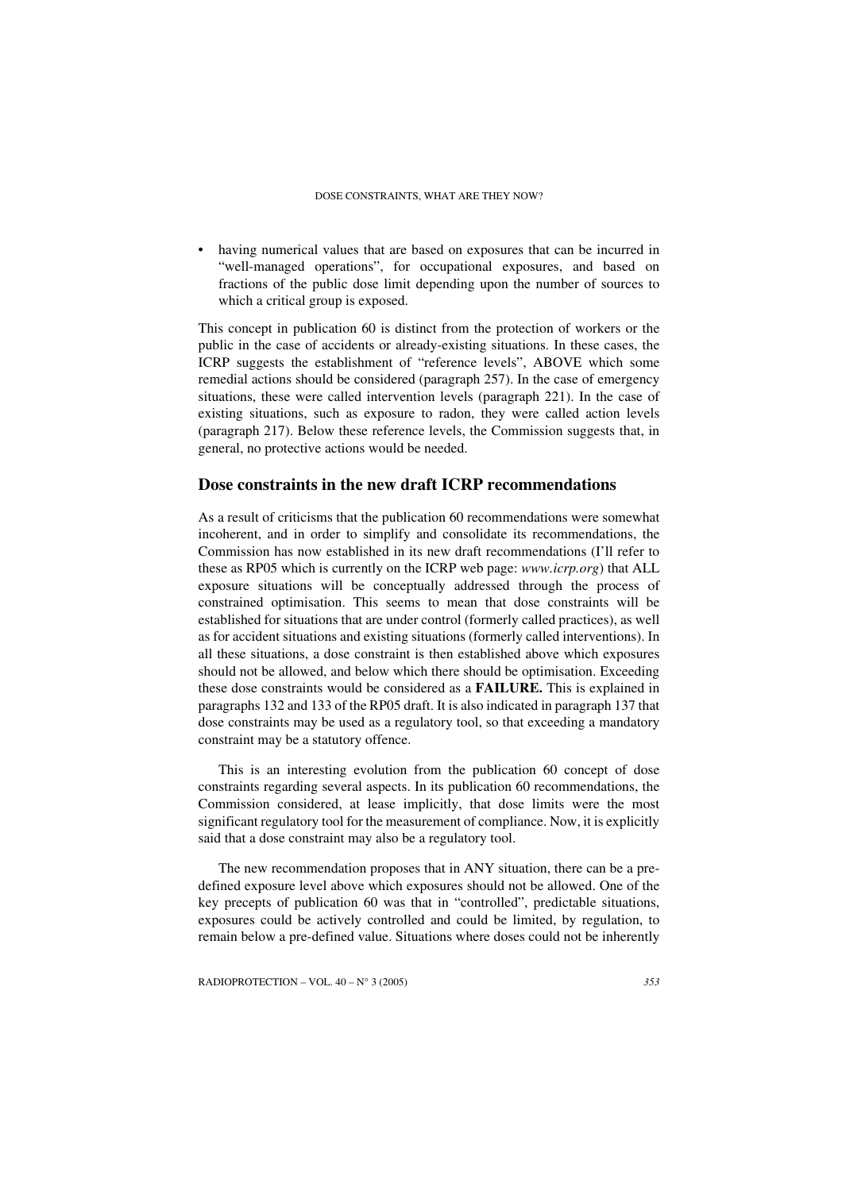- having numerical values that are based on exposures that can be incurred in "well-managed operations", for occupational exposures, and based on fractions of the public dose limit depending upon the number of sources to which a critical group is exposed.

This concept in publication 60 is distinct from the protection of workers or the public in the case of accidents or already-existing situations. In these cases, the ICRP suggests the establishment of "reference levels", ABOVE which some remedial actions should be considered (paragraph 257). In the case of emergency situations, these were called intervention levels (paragraph 221). In the case of existing situations, such as exposure to radon, they were called action levels (paragraph 217). Below these reference levels, the Commission suggests that, in general, no protective actions would be needed.

## Dose constraints in the new draft ICRP recommendations

As a result of criticisms that the publication 60 recommendations were somewhat incoherent, and in order to simplify and consolidate its recommendations, the Commission has now established in its new draft recommendations (I'll refer to these as RP05 which is currently on the ICRP web page: *www.icrp.org*) that ALL exposure situations will be conceptually addressed through the process of constrained optimisation. This seems to mean that dose constraints will be established for situations that are under control (formerly called practices), as well as for accident situations and existing situations (formerly called interventions). In all these situations, a dose constraint is then established above which exposures should not be allowed, and below which there should be optimisation. Exceeding these dose constraints would be considered as a **FAILURE.** This is explained in paragraphs 132 and 133 of the RP05 draft. It is also indicated in paragraph 137 that dose constraints may be used as a regulatory tool, so that exceeding a mandatory constraint may be a statutory offence.

This is an interesting evolution from the publication 60 concept of dose constraints regarding several aspects. In its publication 60 recommendations, the Commission considered, at lease implicitly, that dose limits were the most significant regulatory tool for the measurement of compliance. Now, it is explicitly said that a dose constraint may also be a regulatory tool.

The new recommendation proposes that in ANY situation, there can be a pre-defined exposure level above which exposures should not be allowed. One of the key precepts of publication 60 was that in "controlled", predictable situations, exposures could be actively controlled and could be limited, by regulation, to remain below a pre-defined value. Situations where doses could not be inherently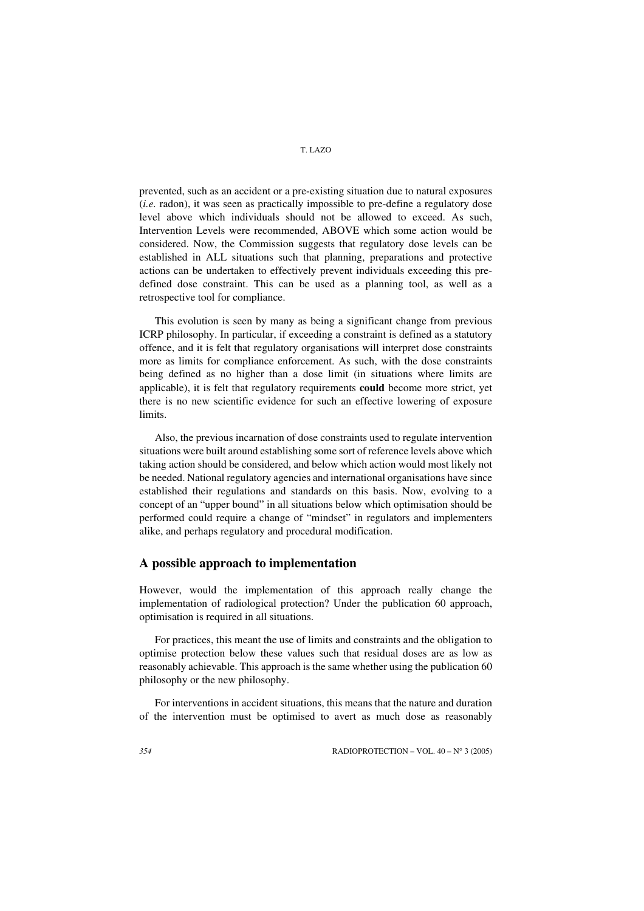prevented, such as an accident or a pre-existing situation due to natural exposures (*i.e.* radon), it was seen as practically impossible to pre-define a regulatory dose level above which individuals should not be allowed to exceed. As such, Intervention Levels were recommended, ABOVE which some action would be considered. Now, the Commission suggests that regulatory dose levels can be established in ALL situations such that planning, preparations and protective actions can be undertaken to effectively prevent individuals exceeding this pre-defined dose constraint. This can be used as a planning tool, as well as a retrospective tool for compliance.

This evolution is seen by many as being a significant change from previous ICRP philosophy. In particular, if exceeding a constraint is defined as a statutory offence, and it is felt that regulatory organisations will interpret dose constraints more as limits for compliance enforcement. As such, with the dose constraints being defined as no higher than a dose limit (in situations where limits are applicable), it is felt that regulatory requirements **could** become more strict, yet there is no new scientific evidence for such an effective lowering of exposure limits.

Also, the previous incarnation of dose constraints used to regulate intervention situations were built around establishing some sort of reference levels above which taking action should be considered, and below which action would most likely not be needed. National regulatory agencies and international organisations have since established their regulations and standards on this basis. Now, evolving to a concept of an "upper bound" in all situations below which optimisation should be performed could require a change of "mindset" in regulators and implementers alike, and perhaps regulatory and procedural modification.

## A possible approach to implementation

However, would the implementation of this approach really change the implementation of radiological protection? Under the publication 60 approach, optimisation is required in all situations.

For practices, this meant the use of limits and constraints and the obligation to optimise protection below these values such that residual doses are as low as reasonably achievable. This approach is the same whether using the publication 60 philosophy or the new philosophy.

For interventions in accident situations, this means that the nature and duration of the intervention must be optimised to avert as much dose as reasonably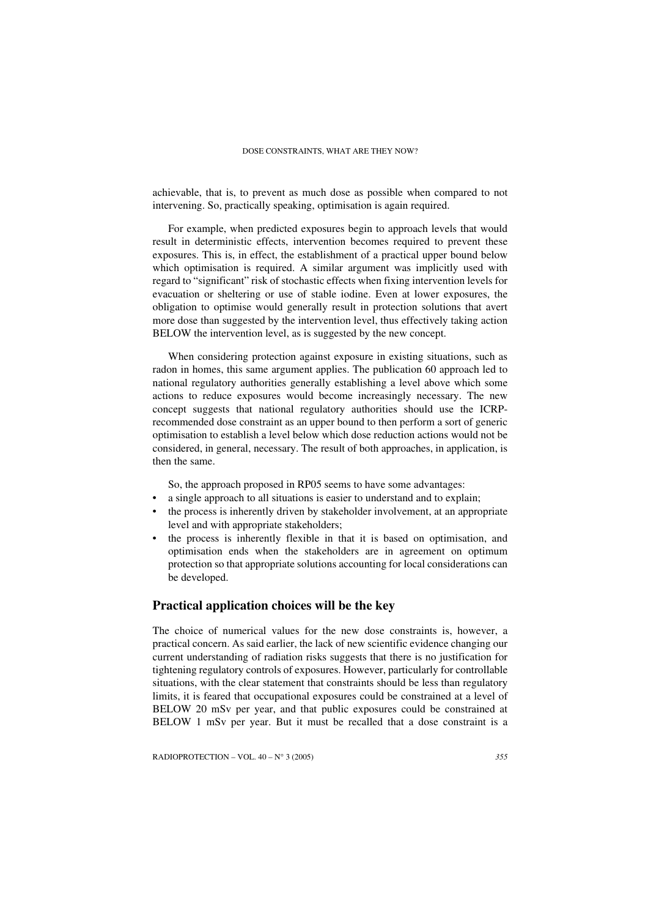achievable, that is, to prevent as much dose as possible when compared to not intervening. So, practically speaking, optimisation is again required.

For example, when predicted exposures begin to approach levels that would result in deterministic effects, intervention becomes required to prevent these exposures. This is, in effect, the establishment of a practical upper bound below which optimisation is required. A similar argument was implicitly used with regard to "significant" risk of stochastic effects when fixing intervention levels for evacuation or sheltering or use of stable iodine. Even at lower exposures, the obligation to optimise would generally result in protection solutions that avert more dose than suggested by the intervention level, thus effectively taking action BELOW the intervention level, as is suggested by the new concept.

When considering protection against exposure in existing situations, such as radon in homes, this same argument applies. The publication 60 approach led to national regulatory authorities generally establishing a level above which some actions to reduce exposures would become increasingly necessary. The new concept suggests that national regulatory authorities should use the ICRP-recommended dose constraint as an upper bound to then perform a sort of generic optimisation to establish a level below which dose reduction actions would not be considered, in general, necessary. The result of both approaches, in application, is then the same.

So, the approach proposed in RP05 seems to have some advantages:

- a single approach to all situations is easier to understand and to explain;
- the process is inherently driven by stakeholder involvement, at an appropriate level and with appropriate stakeholders;
- the process is inherently flexible in that it is based on optimisation, and optimisation ends when the stakeholders are in agreement on optimum protection so that appropriate solutions accounting for local considerations can be developed.

## Practical application choices will be the key

The choice of numerical values for the new dose constraints is, however, a practical concern. As said earlier, the lack of new scientific evidence changing our current understanding of radiation risks suggests that there is no justification for tightening regulatory controls of exposures. However, particularly for controllable situations, with the clear statement that constraints should be less than regulatory limits, it is feared that occupational exposures could be constrained at a level of BELOW 20 mSv per year, and that public exposures could be constrained at BELOW 1 mSv per year. But it must be recalled that a dose constraint is a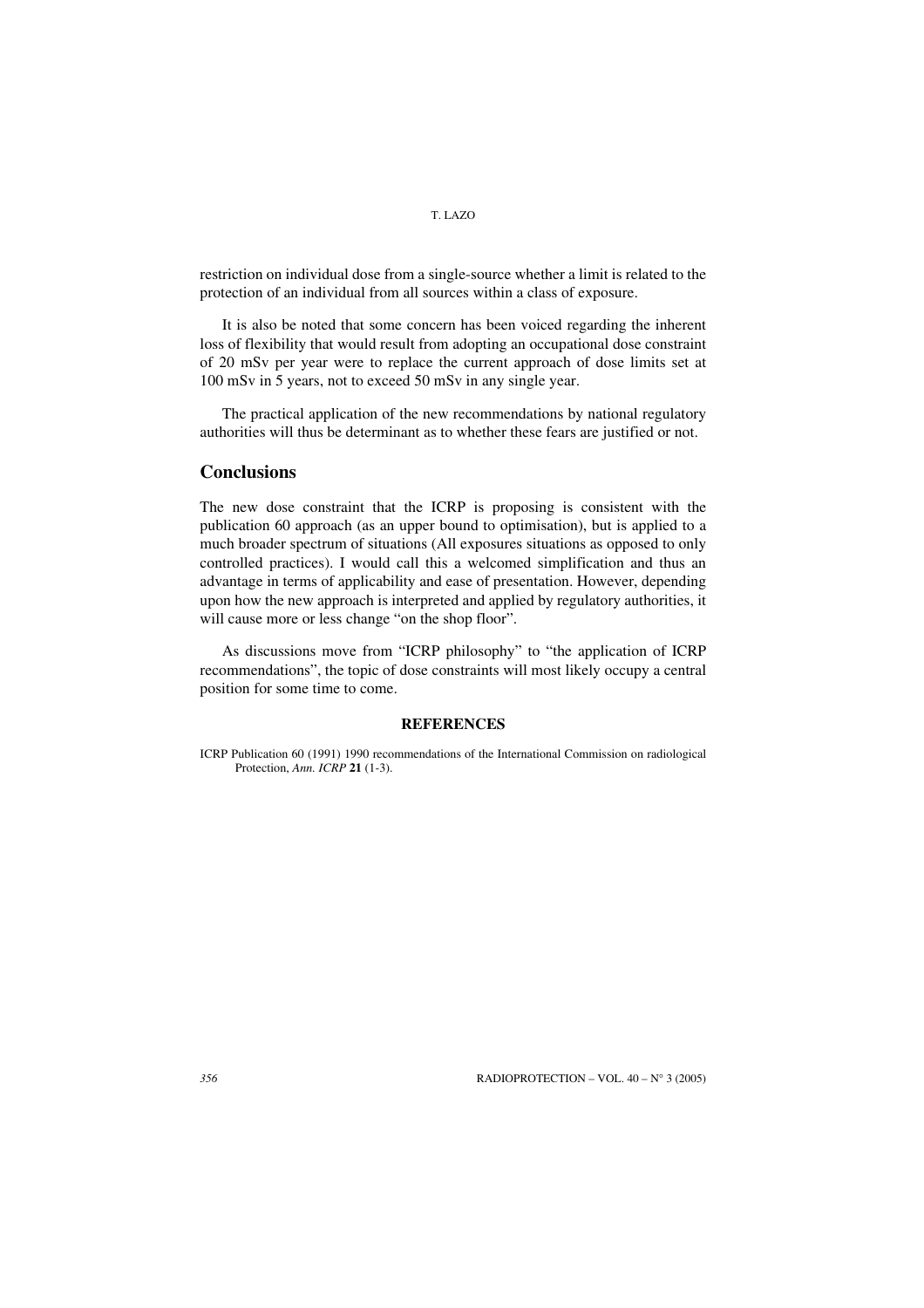restriction on individual dose from a single-source whether a limit is related to the protection of an individual from all sources within a class of exposure.

It is also be noted that some concern has been voiced regarding the inherent loss of flexibility that would result from adopting an occupational dose constraint of 20 mSv per year were to replace the current approach of dose limits set at 100 mSv in 5 years, not to exceed 50 mSv in any single year.

The practical application of the new recommendations by national regulatory authorities will thus be determinant as to whether these fears are justified or not.

## Conclusions

The new dose constraint that the ICRP is proposing is consistent with the publication 60 approach (as an upper bound to optimisation), but is applied to a much broader spectrum of situations (All exposures situations as opposed to only controlled practices). I would call this a welcomed simplification and thus an advantage in terms of applicability and ease of presentation. However, depending upon how the new approach is interpreted and applied by regulatory authorities, it will cause more or less change "on the shop floor".

As discussions move from "ICRP philosophy" to "the application of ICRP recommendations", the topic of dose constraints will most likely occupy a central position for some time to come.

### REFERENCES

ICRP Publication 60 (1991) 1990 recommendations of the International Commission on radiological Protection, *Ann. ICRP* **21** (1-3).